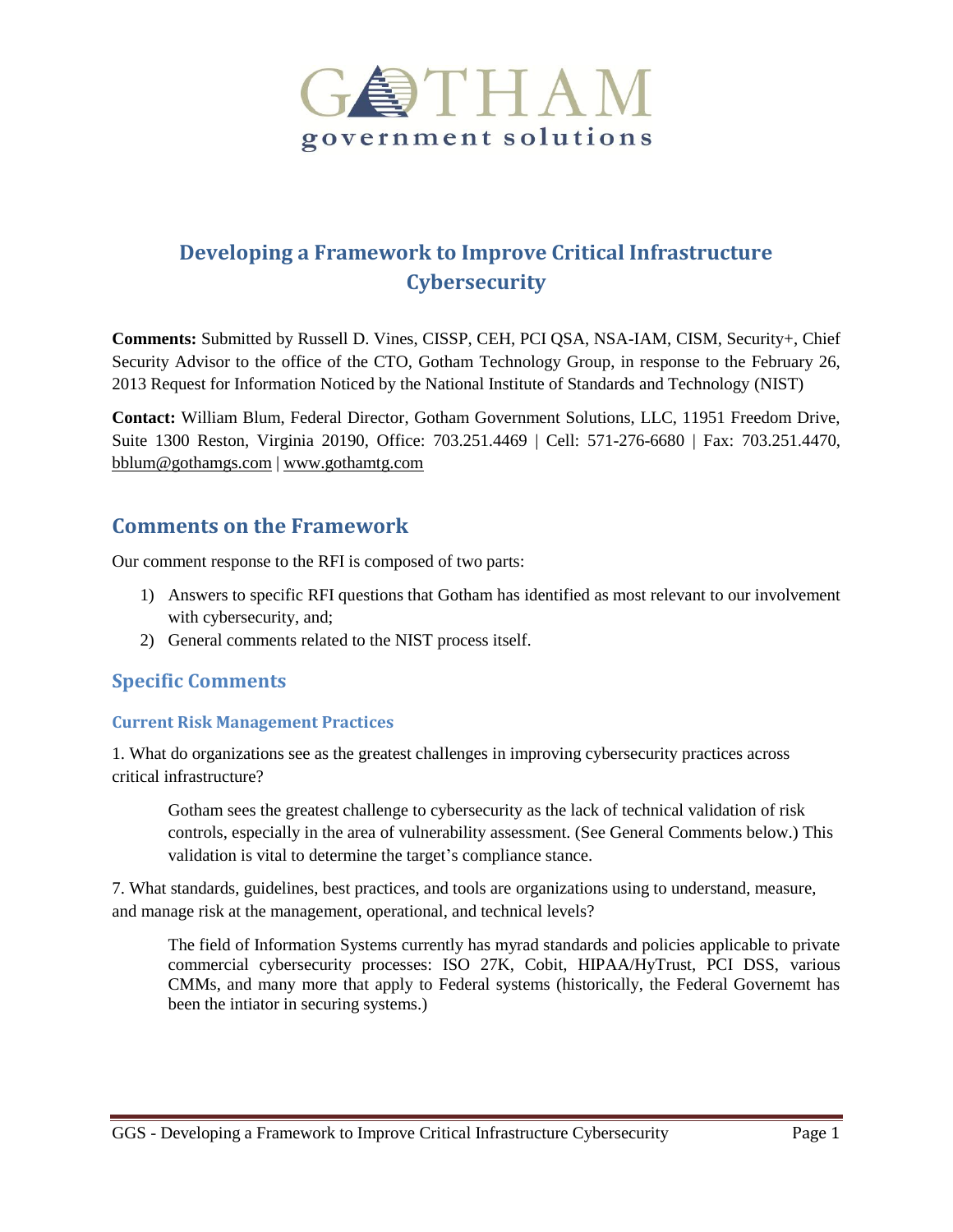GOTHAM
government solutions

# Developing a Framework to Improve Critical Infrastructure Cybersecurity

**Comments:** Submitted by Russell D. Vines, CISSP, CEH, PCI QSA, NSA-IAM, CISM, Security+, Chief Security Advisor to the office of the CTO, Gotham Technology Group, in response to the February 26, 2013 Request for Information Noticed by the National Institute of Standards and Technology (NIST)

**Contact:** William Blum, Federal Director, Gotham Government Solutions, LLC, 11951 Freedom Drive, Suite 1300 Reston, Virginia 20190, Office: 703.251.4469 | Cell: 571-276-6680 | Fax: 703.251.4470, bblum@gothamgs.com | www.gothamtg.com

## Comments on the Framework

Our comment response to the RFI is composed of two parts:

1) Answers to specific RFI questions that Gotham has identified as most relevant to our involvement with cybersecurity, and;
2) General comments related to the NIST process itself.

### Specific Comments

#### Current Risk Management Practices

1. What do organizations see as the greatest challenges in improving cybersecurity practices across critical infrastructure?

> Gotham sees the greatest challenge to cybersecurity as the lack of technical validation of risk controls, especially in the area of vulnerability assessment. (See General Comments below.) This validation is vital to determine the target's compliance stance.

7. What standards, guidelines, best practices, and tools are organizations using to understand, measure, and manage risk at the management, operational, and technical levels?

> The field of Information Systems currently has myrad standards and policies applicable to private commercial cybersecurity processes: ISO 27K, Cobit, HIPAA/HyTrust, PCI DSS, various CMMs, and many more that apply to Federal systems (historically, the Federal Governemt has been the intiator in securing systems.)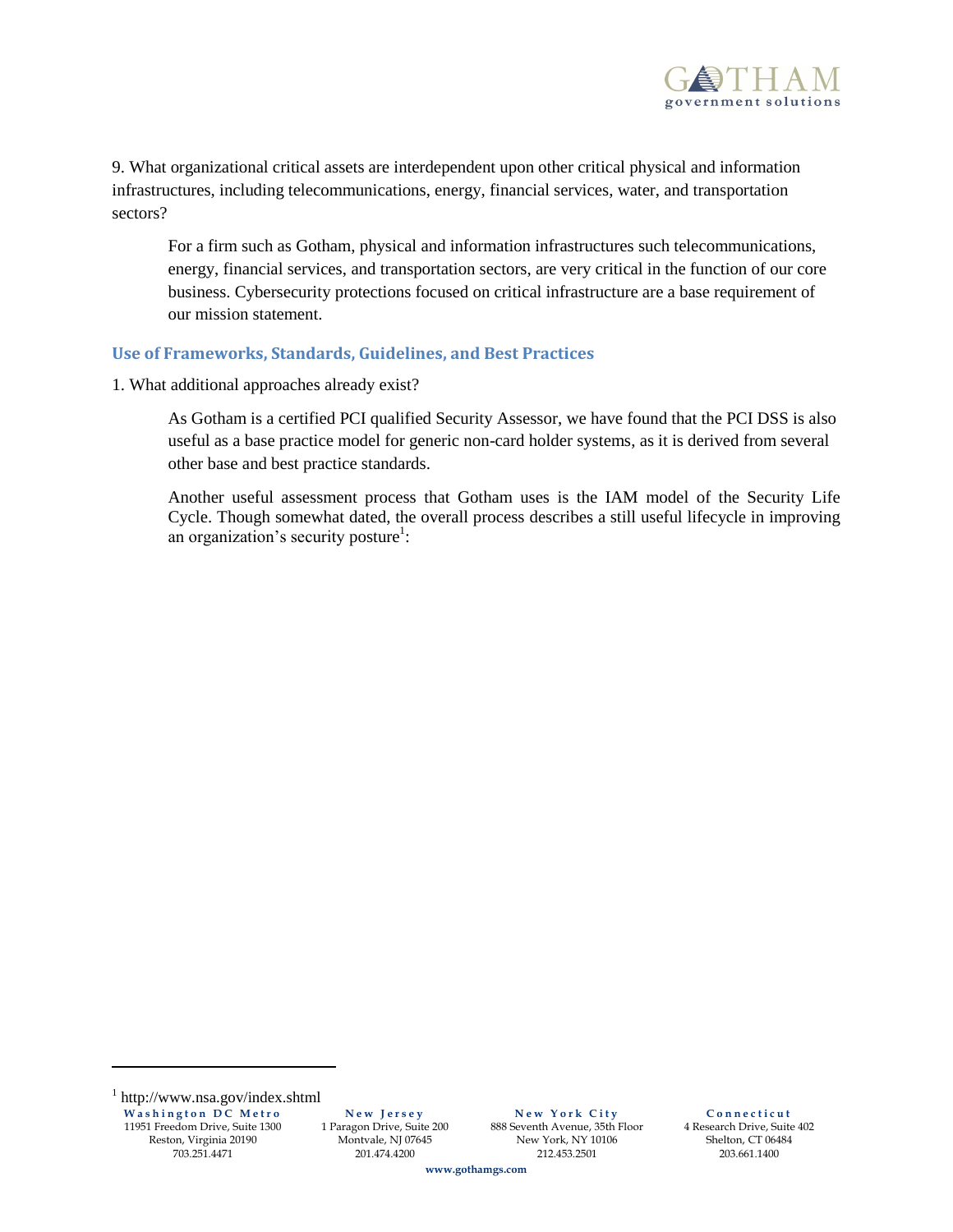9. What organizational critical assets are interdependent upon other critical physical and information infrastructures, including telecommunications, energy, financial services, water, and transportation sectors?

> For a firm such as Gotham, physical and information infrastructures such telecommunications, energy, financial services, and transportation sectors, are very critical in the function of our core business. Cybersecurity protections focused on critical infrastructure are a base requirement of our mission statement.

## Use of Frameworks, Standards, Guidelines, and Best Practices

1. What additional approaches already exist?

> As Gotham is a certified PCI qualified Security Assessor, we have found that the PCI DSS is also useful as a base practice model for generic non-card holder systems, as it is derived from several other base and best practice standards.
>
> Another useful assessment process that Gotham uses is the IAM model of the Security Life Cycle. Though somewhat dated, the overall process describes a still useful lifecycle in improving an organization's security posture[1]:

[1] http://www.nsa.gov/index.shtml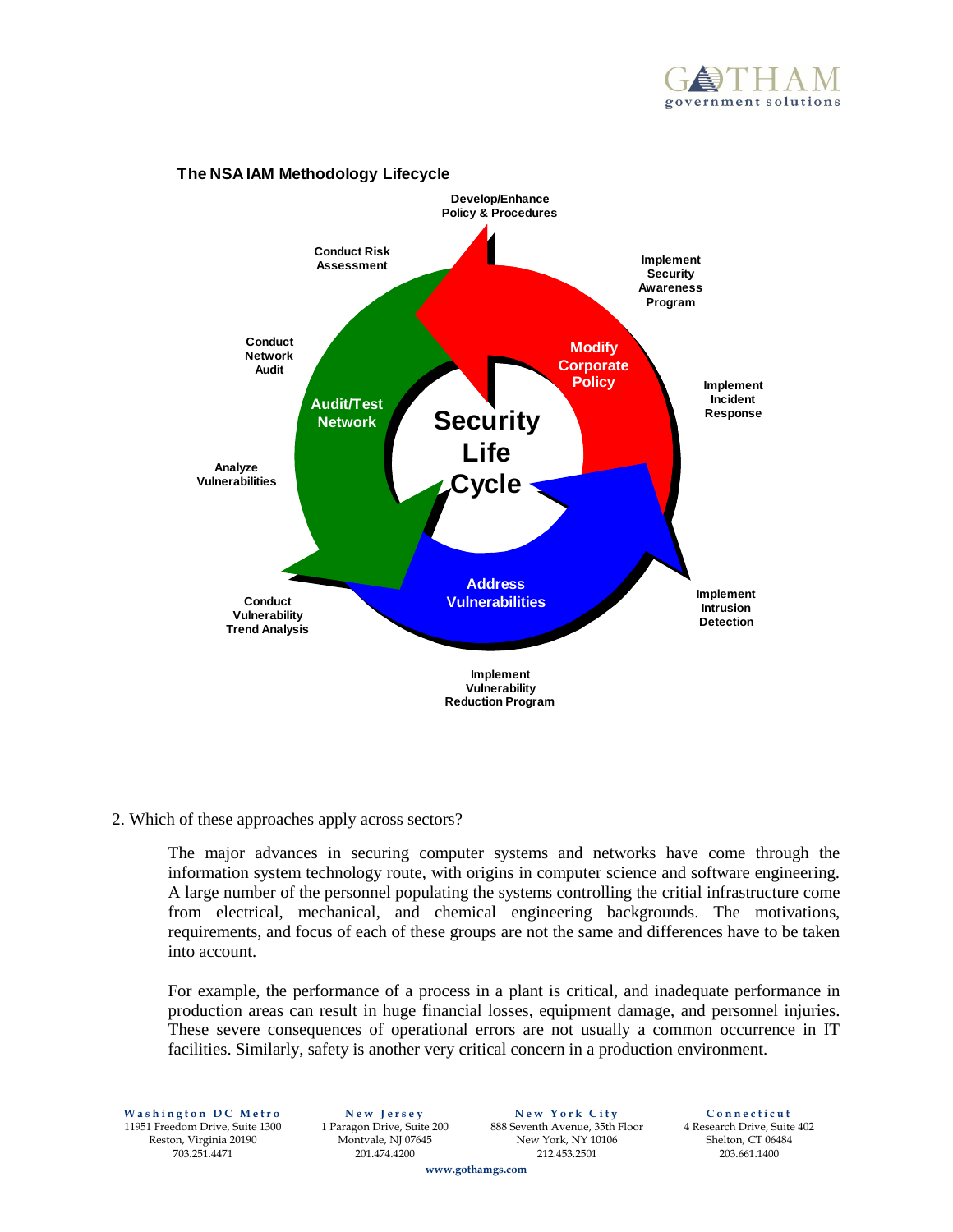**The NSA IAM Methodology Lifecycle**

Develop/Enhance Policy & Procedures

Conduct Risk Assessment

Implement Security Awareness Program

Conduct Network Audit

Modify Corporate Policy

Implement Incident Response

Audit/Test Network

Security Life Cycle

Analyze Vulnerabilities

Address Vulnerabilities

Implement Intrusion Detection

Conduct Vulnerability Trend Analysis

Implement Vulnerability Reduction Program

2. Which of these approaches apply across sectors?

The major advances in securing computer systems and networks have come through the information system technology route, with origins in computer science and software engineering. A large number of the personnel populating the systems controlling the critial infrastructure come from electrical, mechanical, and chemical engineering backgrounds. The motivations, requirements, and focus of each of these groups are not the same and differences have to be taken into account.

For example, the performance of a process in a plant is critical, and inadequate performance in production areas can result in huge financial losses, equipment damage, and personnel injuries. These severe consequences of operational errors are not usually a common occurrence in IT facilities. Similarly, safety is another very critical concern in a production environment.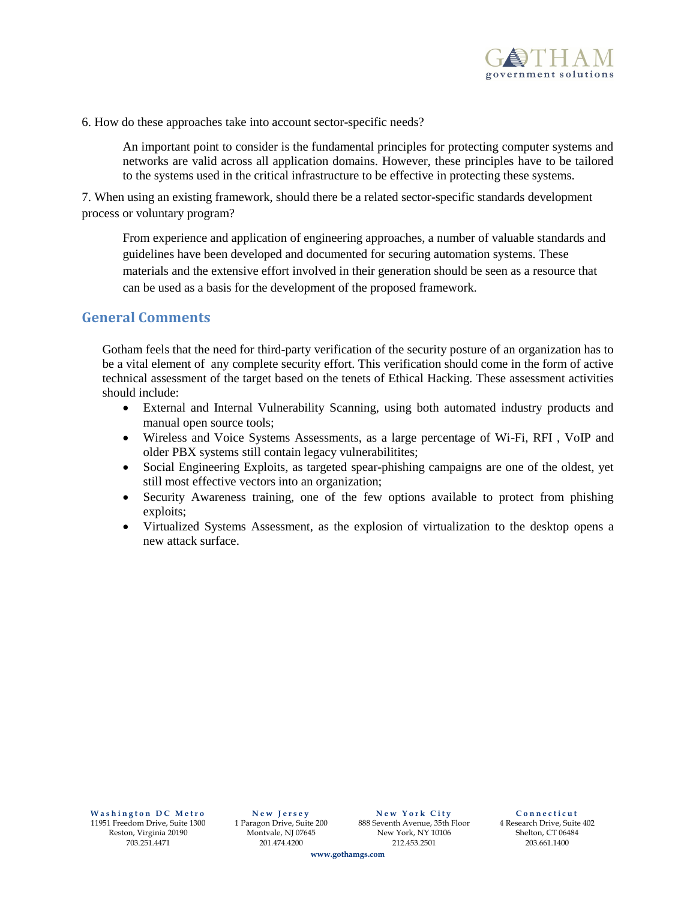6. How do these approaches take into account sector-specific needs?

An important point to consider is the fundamental principles for protecting computer systems and networks are valid across all application domains. However, these principles have to be tailored to the systems used in the critical infrastructure to be effective in protecting these systems.

7. When using an existing framework, should there be a related sector-specific standards development process or voluntary program?

From experience and application of engineering approaches, a number of valuable standards and guidelines have been developed and documented for securing automation systems. These materials and the extensive effort involved in their generation should be seen as a resource that can be used as a basis for the development of the proposed framework.

## General Comments

Gotham feels that the need for third-party verification of the security posture of an organization has to be a vital element of any complete security effort. This verification should come in the form of active technical assessment of the target based on the tenets of Ethical Hacking. These assessment activities should include:

- External and Internal Vulnerability Scanning, using both automated industry products and manual open source tools;
- Wireless and Voice Systems Assessments, as a large percentage of Wi-Fi, RFI , VoIP and older PBX systems still contain legacy vulnerabilitites;
- Social Engineering Exploits, as targeted spear-phishing campaigns are one of the oldest, yet still most effective vectors into an organization;
- Security Awareness training, one of the few options available to protect from phishing exploits;
- Virtualized Systems Assessment, as the explosion of virtualization to the desktop opens a new attack surface.